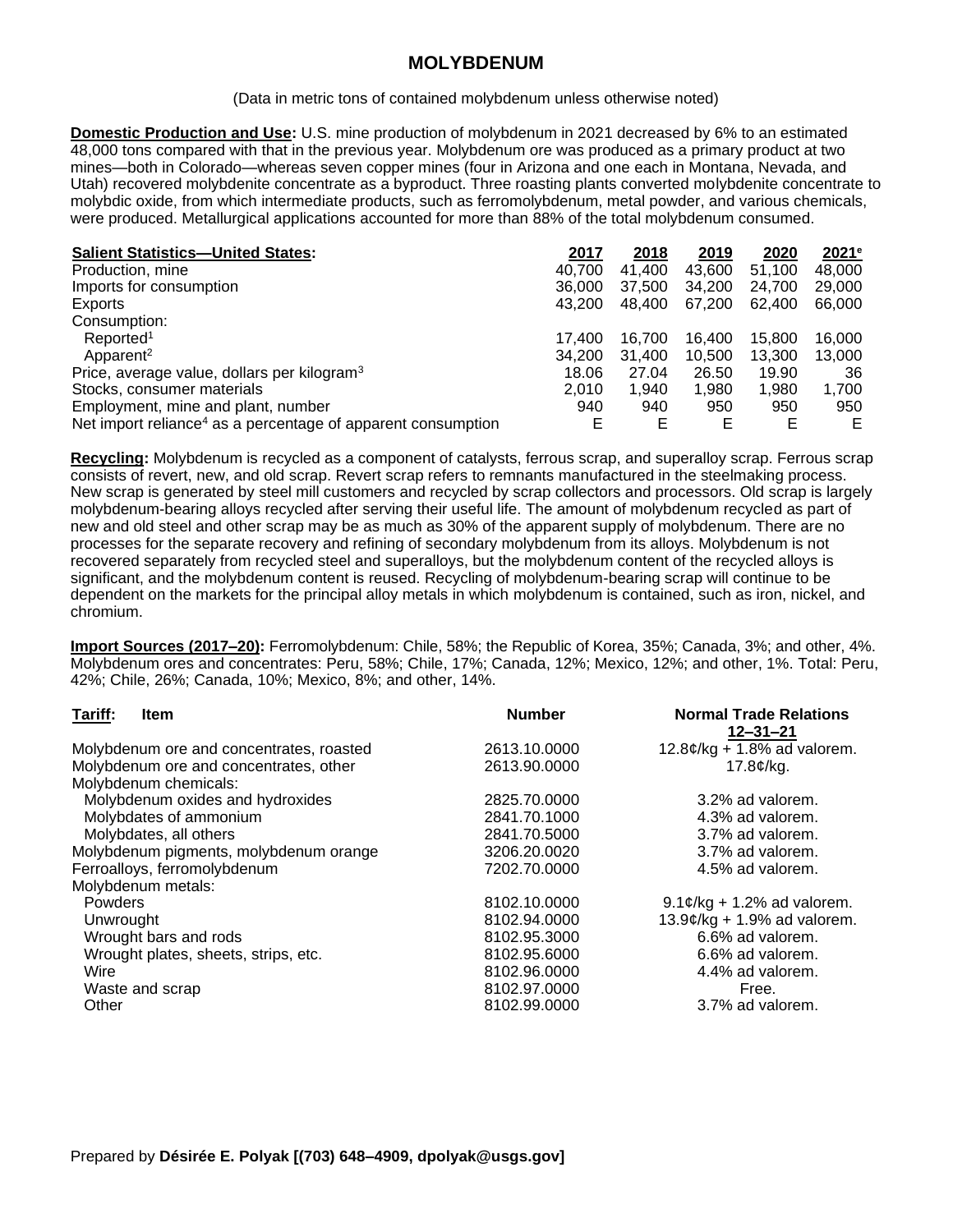# MOLYBDENUM

(Data in metric tons of contained molybdenum unless otherwise noted)

**Domestic Production and Use:** U.S. mine production of molybdenum in 2021 decreased by 6% to an estimated 48,000 tons compared with that in the previous year. Molybdenum ore was produced as a primary product at two mines—both in Colorado—whereas seven copper mines (four in Arizona and one each in Montana, Nevada, and Utah) recovered molybdenite concentrate as a byproduct. Three roasting plants converted molybdenite concentrate to molybdic oxide, from which intermediate products, such as ferromolybdenum, metal powder, and various chemicals, were produced. Metallurgical applications accounted for more than 88% of the total molybdenum consumed.

| Salient Statistics—United States: | 2017 | 2018 | 2019 | 2020 | 2021[e] |
|---|---|---|---|---|---|
| Production, mine | 40,700 | 41,400 | 43,600 | 51,100 | 48,000 |
| Imports for consumption | 36,000 | 37,500 | 34,200 | 24,700 | 29,000 |
| Exports | 43,200 | 48,400 | 67,200 | 62,400 | 66,000 |
| Consumption: | | | | | |
| Reported[1] | 17,400 | 16,700 | 16,400 | 15,800 | 16,000 |
| Apparent[2] | 34,200 | 31,400 | 10,500 | 13,300 | 13,000 |
| Price, average value, dollars per kilogram[3] | 18.06 | 27.04 | 26.50 | 19.90 | 36 |
| Stocks, consumer materials | 2,010 | 1,940 | 1,980 | 1,980 | 1,700 |
| Employment, mine and plant, number | 940 | 940 | 950 | 950 | 950 |
| Net import reliance[4] as a percentage of apparent consumption | E | E | E | E | E |

**Recycling:** Molybdenum is recycled as a component of catalysts, ferrous scrap, and superalloy scrap. Ferrous scrap consists of revert, new, and old scrap. Revert scrap refers to remnants manufactured in the steelmaking process. New scrap is generated by steel mill customers and recycled by scrap collectors and processors. Old scrap is largely molybdenum-bearing alloys recycled after serving their useful life. The amount of molybdenum recycled as part of new and old steel and other scrap may be as much as 30% of the apparent supply of molybdenum. There are no processes for the separate recovery and refining of secondary molybdenum from its alloys. Molybdenum is not recovered separately from recycled steel and superalloys, but the molybdenum content of the recycled alloys is significant, and the molybdenum content is reused. Recycling of molybdenum-bearing scrap will continue to be dependent on the markets for the principal alloy metals in which molybdenum is contained, such as iron, nickel, and chromium.

**Import Sources (2017–20):** Ferromolybdenum: Chile, 58%; the Republic of Korea, 35%; Canada, 3%; and other, 4%. Molybdenum ores and concentrates: Peru, 58%; Chile, 17%; Canada, 12%; Mexico, 12%; and other, 1%. Total: Peru, 42%; Chile, 26%; Canada, 10%; Mexico, 8%; and other, 14%.

| Tariff: Item | Number | Normal Trade Relations 12–31–21 |
|---|---|---|
| Molybdenum ore and concentrates, roasted | 2613.10.0000 | 12.8¢/kg + 1.8% ad valorem. |
| Molybdenum ore and concentrates, other | 2613.90.0000 | 17.8¢/kg. |
| Molybdenum chemicals: | | |
| Molybdenum oxides and hydroxides | 2825.70.0000 | 3.2% ad valorem. |
| Molybdates of ammonium | 2841.70.1000 | 4.3% ad valorem. |
| Molybdates, all others | 2841.70.5000 | 3.7% ad valorem. |
| Molybdenum pigments, molybdenum orange | 3206.20.0020 | 3.7% ad valorem. |
| Ferroalloys, ferromolybdenum | 7202.70.0000 | 4.5% ad valorem. |
| Molybdenum metals: | | |
| Powders | 8102.10.0000 | 9.1¢/kg + 1.2% ad valorem. |
| Unwrought | 8102.94.0000 | 13.9¢/kg + 1.9% ad valorem. |
| Wrought bars and rods | 8102.95.3000 | 6.6% ad valorem. |
| Wrought plates, sheets, strips, etc. | 8102.95.6000 | 6.6% ad valorem. |
| Wire | 8102.96.0000 | 4.4% ad valorem. |
| Waste and scrap | 8102.97.0000 | Free. |
| Other | 8102.99.0000 | 3.7% ad valorem. |

Prepared by **Désirée E. Polyak [(703) 648–4909, dpolyak@usgs.gov]**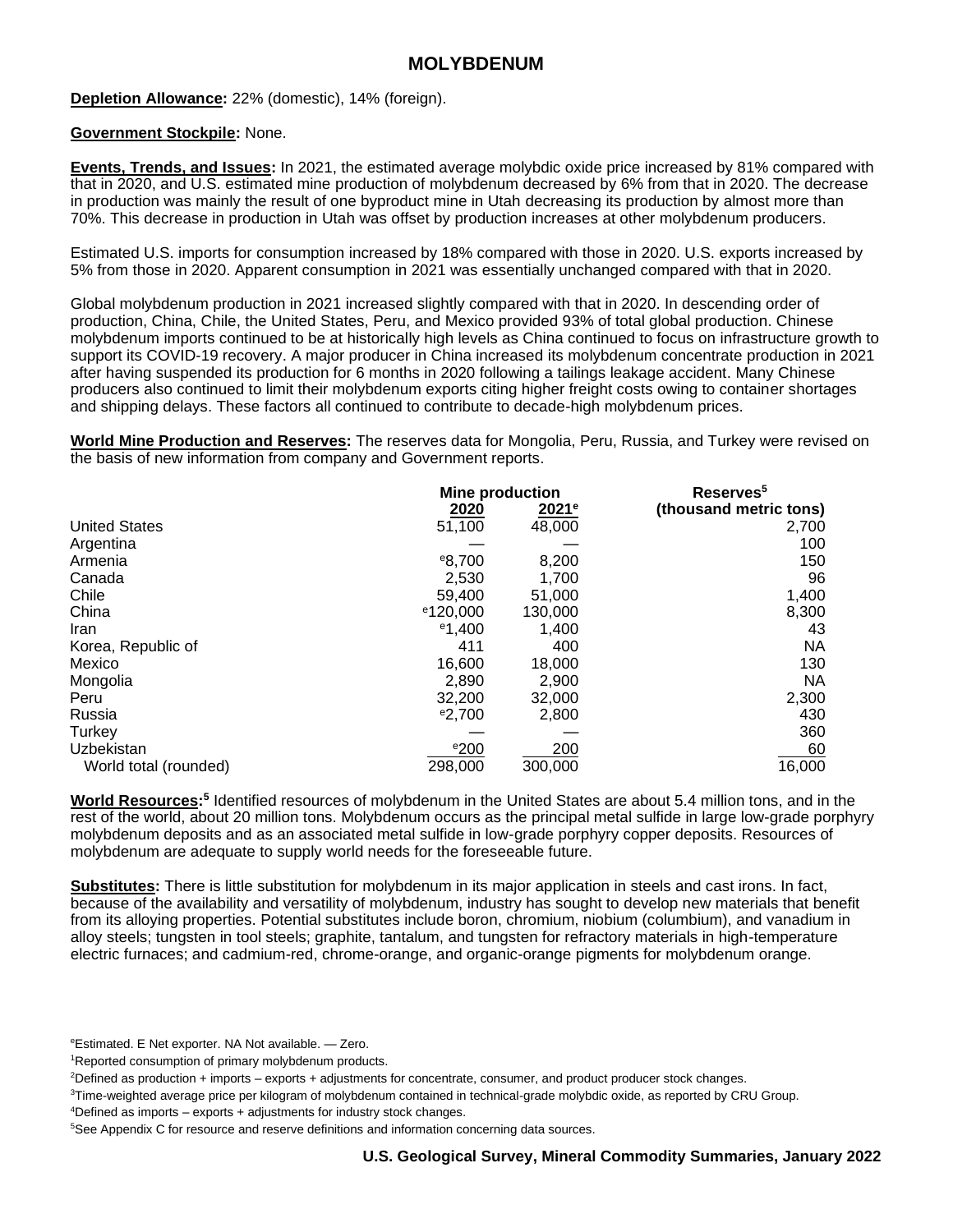# MOLYBDENUM

**Depletion Allowance:** 22% (domestic), 14% (foreign).

**Government Stockpile:** None.

**Events, Trends, and Issues:** In 2021, the estimated average molybdic oxide price increased by 81% compared with that in 2020, and U.S. estimated mine production of molybdenum decreased by 6% from that in 2020. The decrease in production was mainly the result of one byproduct mine in Utah decreasing its production by almost more than 70%. This decrease in production in Utah was offset by production increases at other molybdenum producers.

Estimated U.S. imports for consumption increased by 18% compared with those in 2020. U.S. exports increased by 5% from those in 2020. Apparent consumption in 2021 was essentially unchanged compared with that in 2020.

Global molybdenum production in 2021 increased slightly compared with that in 2020. In descending order of production, China, Chile, the United States, Peru, and Mexico provided 93% of total global production. Chinese molybdenum imports continued to be at historically high levels as China continued to focus on infrastructure growth to support its COVID-19 recovery. A major producer in China increased its molybdenum concentrate production in 2021 after having suspended its production for 6 months in 2020 following a tailings leakage accident. Many Chinese producers also continued to limit their molybdenum exports citing higher freight costs owing to container shortages and shipping delays. These factors all continued to contribute to decade-high molybdenum prices.

**World Mine Production and Reserves:** The reserves data for Mongolia, Peru, Russia, and Turkey were revised on the basis of new information from company and Government reports.

| | Mine production | | Reserves[5] |
|---|---|---|---|
| | 2020 | 2021[e] | (thousand metric tons) |
| United States | 51,100 | 48,000 | 2,700 |
| Argentina | — | — | 100 |
| Armenia | [e]8,700 | 8,200 | 150 |
| Canada | 2,530 | 1,700 | 96 |
| Chile | 59,400 | 51,000 | 1,400 |
| China | [e]120,000 | 130,000 | 8,300 |
| Iran | [e]1,400 | 1,400 | 43 |
| Korea, Republic of | 411 | 400 | NA |
| Mexico | 16,600 | 18,000 | 130 |
| Mongolia | 2,890 | 2,900 | NA |
| Peru | 32,200 | 32,000 | 2,300 |
| Russia | [e]2,700 | 2,800 | 430 |
| Turkey | — | — | 360 |
| Uzbekistan | [e]200 | 200 | 60 |
| World total (rounded) | 298,000 | 300,000 | 16,000 |

**World Resources:**[5] Identified resources of molybdenum in the United States are about 5.4 million tons, and in the rest of the world, about 20 million tons. Molybdenum occurs as the principal metal sulfide in large low-grade porphyry molybdenum deposits and as an associated metal sulfide in low-grade porphyry copper deposits. Resources of molybdenum are adequate to supply world needs for the foreseeable future.

**Substitutes:** There is little substitution for molybdenum in its major application in steels and cast irons. In fact, because of the availability and versatility of molybdenum, industry has sought to develop new materials that benefit from its alloying properties. Potential substitutes include boron, chromium, niobium (columbium), and vanadium in alloy steels; tungsten in tool steels; graphite, tantalum, and tungsten for refractory materials in high-temperature electric furnaces; and cadmium-red, chrome-orange, and organic-orange pigments for molybdenum orange.

[e]Estimated. E Net exporter. NA Not available. — Zero.

[1]Reported consumption of primary molybdenum products.

[2]Defined as production + imports – exports + adjustments for concentrate, consumer, and product producer stock changes.

[3]Time-weighted average price per kilogram of molybdenum contained in technical-grade molybdic oxide, as reported by CRU Group.

[4]Defined as imports – exports + adjustments for industry stock changes.

[5]See Appendix C for resource and reserve definitions and information concerning data sources.